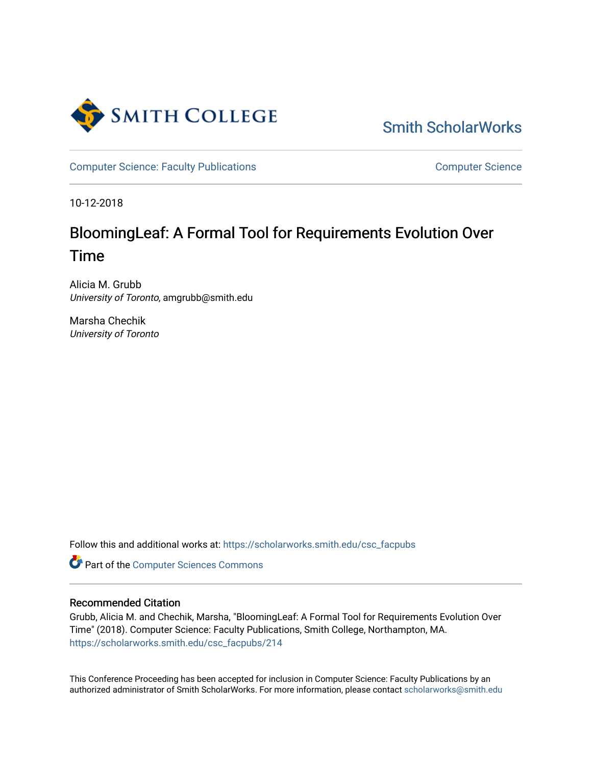Smith ScholarWorks

Computer Science: Faculty Publications

Computer Science

10-12-2018

# BloomingLeaf: A Formal Tool for Requirements Evolution Over Time

Alicia M. Grubb  
*University of Toronto*, amgrubb@smith.edu

Marsha Chechik  
*University of Toronto*

Follow this and additional works at: https://scholarworks.smith.edu/csc_facpubs

Part of the Computer Sciences Commons

## Recommended Citation

Grubb, Alicia M. and Chechik, Marsha, "BloomingLeaf: A Formal Tool for Requirements Evolution Over Time" (2018). Computer Science: Faculty Publications, Smith College, Northampton, MA.  
https://scholarworks.smith.edu/csc_facpubs/214

This Conference Proceeding has been accepted for inclusion in Computer Science: Faculty Publications by an authorized administrator of Smith ScholarWorks. For more information, please contact scholarworks@smith.edu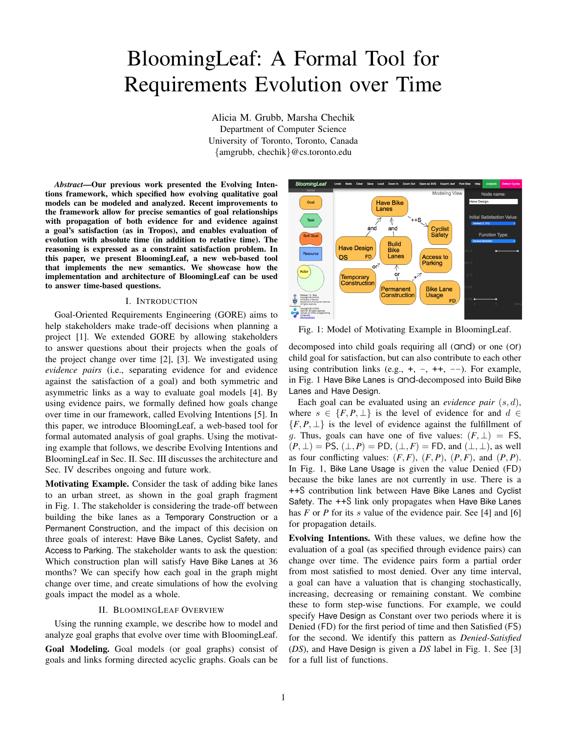# BloomingLeaf: A Formal Tool for Requirements Evolution over Time

Alicia M. Grubb, Marsha Chechik
Department of Computer Science
University of Toronto, Toronto, Canada
{amgrubb, chechik}@cs.toronto.edu

***Abstract*—Our previous work presented the Evolving Intentions framework, which specified how evolving qualitative goal models can be modeled and analyzed. Recent improvements to the framework allow for precise semantics of goal relationships with propagation of both evidence for and evidence against a goal's satisfaction (as in Tropos), and enables evaluation of evolution with absolute time (in addition to relative time). The reasoning is expressed as a constraint satisfaction problem. In this paper, we present BloomingLeaf, a new web-based tool that implements the new semantics. We showcase how the implementation and architecture of BloomingLeaf can be used to answer time-based questions.**

## I. Introduction

Goal-Oriented Requirements Engineering (GORE) aims to help stakeholders make trade-off decisions when planning a project [1]. We extended GORE by allowing stakeholders to answer questions about their projects when the goals of the project change over time [2], [3]. We investigated using *evidence pairs* (i.e., separating evidence for and evidence against the satisfaction of a goal) and both symmetric and asymmetric links as a way to evaluate goal models [4]. By using evidence pairs, we formally defined how goals change over time in our framework, called Evolving Intentions [5]. In this paper, we introduce BloomingLeaf, a web-based tool for formal automated analysis of goal graphs. Using the motivating example that follows, we describe Evolving Intentions and BloomingLeaf in Sec. II. Sec. III discusses the architecture and Sec. IV describes ongoing and future work.

**Motivating Example.** Consider the task of adding bike lanes to an urban street, as shown in the goal graph fragment in Fig. 1. The stakeholder is considering the trade-off between building the bike lanes as a Temporary Construction or a Permanent Construction, and the impact of this decision on three goals of interest: Have Bike Lanes, Cyclist Safety, and Access to Parking. The stakeholder wants to ask the question: Which construction plan will satisfy Have Bike Lanes at 36 months? We can specify how each goal in the graph might change over time, and create simulations of how the evolving goals impact the model as a whole.

## II. BloomingLeaf Overview

Using the running example, we describe how to model and analyze goal graphs that evolve over time with BloomingLeaf.

**Goal Modeling.** Goal models (or goal graphs) consist of goals and links forming directed acyclic graphs. Goals can be decomposed into child goals requiring all (and) or one (or) child goal for satisfaction, but can also contribute to each other using contribution links (e.g., +, −, ++, −−). For example, in Fig. 1 Have Bike Lanes is and-decomposed into Build Bike Lanes and Have Design.

Fig. 1: Model of Motivating Example in BloomingLeaf.

Each goal can be evaluated using an *evidence pair* $(s, d)$, where $s \in \{F, P, \perp\}$ is the level of evidence for and $d \in \{F, P, \perp\}$ is the level of evidence against the fulfillment of $g$. Thus, goals can have one of five values: $(F, \perp)$ = FS, $(P, \perp)$ = PS, $(\perp, P)$ = PD, $(\perp, F)$ = FD, and $(\perp, \perp)$, as well as four conflicting values: $(F, F)$, $(F, P)$, $(P, F)$, and $(P, P)$. In Fig. 1, Bike Lane Usage is given the value Denied (FD) because the bike lanes are not currently in use. There is a ++S contribution link between Have Bike Lanes and Cyclist Safety. The ++S link only propagates when Have Bike Lanes has $F$ or $P$ for its $s$ value of the evidence pair. See [4] and [6] for propagation details.

**Evolving Intentions.** With these values, we define how the evaluation of a goal (as specified through evidence pairs) can change over time. The evidence pairs form a partial order from most satisfied to most denied. Over any time interval, a goal can have a valuation that is changing stochastically, increasing, decreasing or remaining constant. We combine these to form step-wise functions. For example, we could specify Have Design as Constant over two periods where it is Denied (FD) for the first period of time and then Satisfied (FS) for the second. We identify this pattern as *Denied-Satisfied* (*DS*), and Have Design is given a *DS* label in Fig. 1. See [3] for a full list of functions.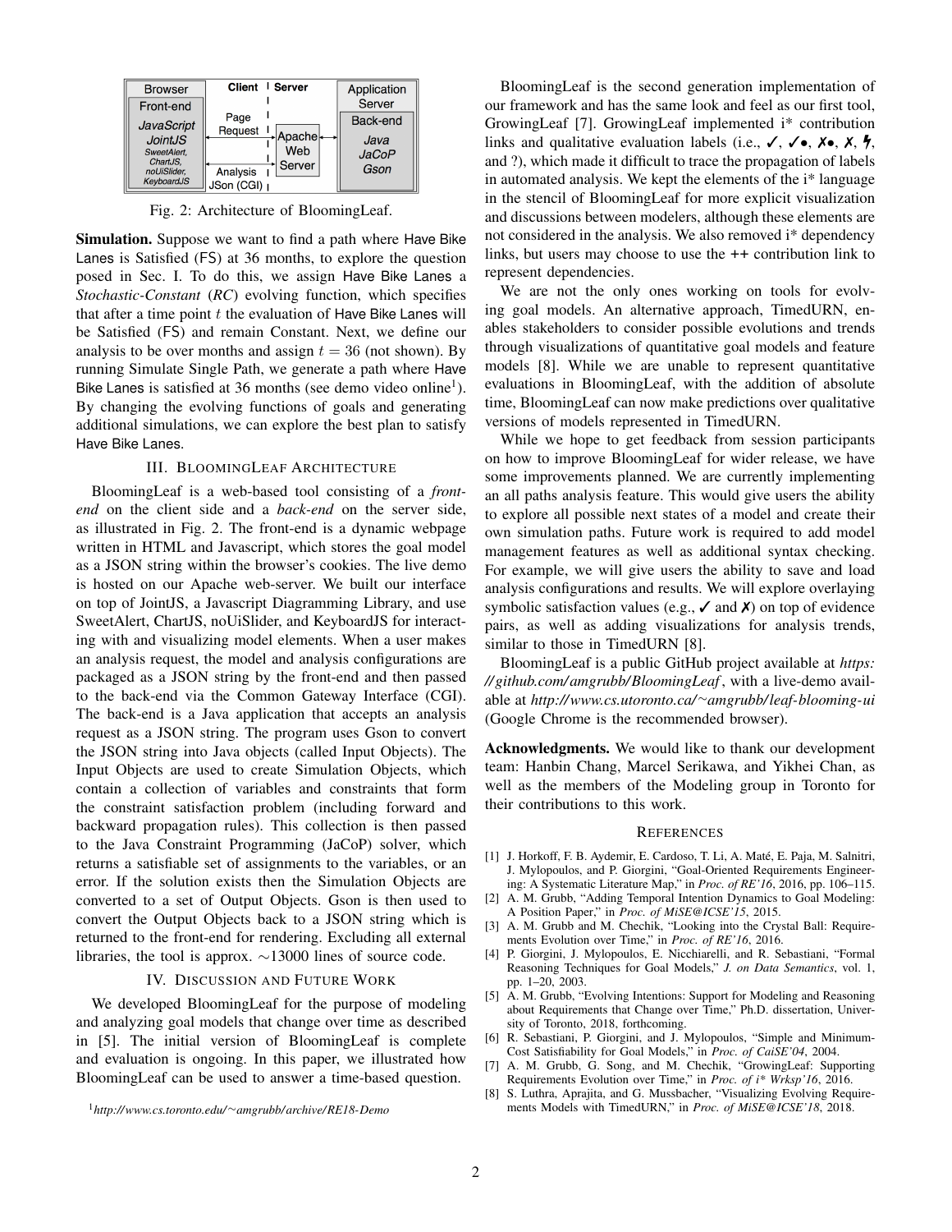Browser
Front-end
JavaScript
JointJS
SweetAlert, ChartJS, noUiSlider, KeyboardJS
Client | Server
Page Request
Analysis JSon (CGI)
Apache Web Server
Application Server
Back-end
Java
JaCoP
Gson

Fig. 2: Architecture of BloomingLeaf.

**Simulation.** Suppose we want to find a path where Have Bike Lanes is Satisfied (FS) at 36 months, to explore the question posed in Sec. I. To do this, we assign Have Bike Lanes a *Stochastic-Constant* (*RC*) evolving function, which specifies that after a time point $t$ the evaluation of Have Bike Lanes will be Satisfied (FS) and remain Constant. Next, we define our analysis to be over months and assign $t = 36$ (not shown). By running Simulate Single Path, we generate a path where Have Bike Lanes is satisfied at 36 months (see demo video online[1]). By changing the evolving functions of goals and generating additional simulations, we can explore the best plan to satisfy Have Bike Lanes.

## III. BloomingLeaf Architecture

BloomingLeaf is a web-based tool consisting of a *front-end* on the client side and a *back-end* on the server side, as illustrated in Fig. 2. The front-end is a dynamic webpage written in HTML and Javascript, which stores the goal model as a JSON string within the browser's cookies. The live demo is hosted on our Apache web-server. We built our interface on top of JointJS, a Javascript Diagramming Library, and use SweetAlert, ChartJS, noUiSlider, and KeyboardJS for interacting with and visualizing model elements. When a user makes an analysis request, the model and analysis configurations are packaged as a JSON string by the front-end and then passed to the back-end via the Common Gateway Interface (CGI). The back-end is a Java application that accepts an analysis request as a JSON string. The program uses Gson to convert the JSON string into Java objects (called Input Objects). The Input Objects are used to create Simulation Objects, which contain a collection of variables and constraints that form the constraint satisfaction problem (including forward and backward propagation rules). This collection is then passed to the Java Constraint Programming (JaCoP) solver, which returns a satisfiable set of assignments to the variables, or an error. If the solution exists then the Simulation Objects are converted to a set of Output Objects. Gson is then used to convert the Output Objects back to a JSON string which is returned to the front-end for rendering. Excluding all external libraries, the tool is approx. $\sim$13000 lines of source code.

## IV. Discussion and Future Work

We developed BloomingLeaf for the purpose of modeling and analyzing goal models that change over time as described in [5]. The initial version of BloomingLeaf is complete and evaluation is ongoing. In this paper, we illustrated how BloomingLeaf can be used to answer a time-based question.

[1] *http://www.cs.toronto.edu/~amgrubb/archive/RE18-Demo*

BloomingLeaf is the second generation implementation of our framework and has the same look and feel as our first tool, GrowingLeaf [7]. GrowingLeaf implemented i* contribution links and qualitative evaluation labels (i.e., ✓, ✓•, ✗•, ✗, ϟ, and ?), which made it difficult to trace the propagation of labels in automated analysis. We kept the elements of the i* language in the stencil of BloomingLeaf for more explicit visualization and discussions between modelers, although these elements are not considered in the analysis. We also removed i* dependency links, but users may choose to use the ++ contribution link to represent dependencies.

We are not the only ones working on tools for evolving goal models. An alternative approach, TimedURN, enables stakeholders to consider possible evolutions and trends through visualizations of quantitative goal models and feature models [8]. While we are unable to represent quantitative evaluations in BloomingLeaf, with the addition of absolute time, BloomingLeaf can now make predictions over qualitative versions of models represented in TimedURN.

While we hope to get feedback from session participants on how to improve BloomingLeaf for wider release, we have some improvements planned. We are currently implementing an all paths analysis feature. This would give users the ability to explore all possible next states of a model and create their own simulation paths. Future work is required to add model management features as well as additional syntax checking. For example, we will give users the ability to save and load analysis configurations and results. We will explore overlaying symbolic satisfaction values (e.g., ✓ and ✗) on top of evidence pairs, as well as adding visualizations for analysis trends, similar to those in TimedURN [8].

BloomingLeaf is a public GitHub project available at *https://github.com/amgrubb/BloomingLeaf*, with a live-demo available at *http://www.cs.utoronto.ca/~amgrubb/leaf-blooming-ui* (Google Chrome is the recommended browser).

**Acknowledgments.** We would like to thank our development team: Hanbin Chang, Marcel Serikawa, and Yikhei Chan, as well as the members of the Modeling group in Toronto for their contributions to this work.

## References

[1] J. Horkoff, F. B. Aydemir, E. Cardoso, T. Li, A. Maté, E. Paja, M. Salnitri, J. Mylopoulos, and P. Giorgini, "Goal-Oriented Requirements Engineering: A Systematic Literature Map," in *Proc. of RE'16*, 2016, pp. 106–115.

[2] A. M. Grubb, "Adding Temporal Intention Dynamics to Goal Modeling: A Position Paper," in *Proc. of MiSE@ICSE'15*, 2015.

[3] A. M. Grubb and M. Chechik, "Looking into the Crystal Ball: Requirements Evolution over Time," in *Proc. of RE'16*, 2016.

[4] P. Giorgini, J. Mylopoulos, E. Nicchiarelli, and R. Sebastiani, "Formal Reasoning Techniques for Goal Models," *J. on Data Semantics*, vol. 1, pp. 1–20, 2003.

[5] A. M. Grubb, "Evolving Intentions: Support for Modeling and Reasoning about Requirements that Change over Time," Ph.D. dissertation, University of Toronto, 2018, forthcoming.

[6] R. Sebastiani, P. Giorgini, and J. Mylopoulos, "Simple and Minimum-Cost Satisfiability for Goal Models," in *Proc. of CaiSE'04*, 2004.

[7] A. M. Grubb, G. Song, and M. Chechik, "GrowingLeaf: Supporting Requirements Evolution over Time," in *Proc. of i* Wrksp'16*, 2016.

[8] S. Luthra, Aprajita, and G. Mussbacher, "Visualizing Evolving Requirements Models with TimedURN," in *Proc. of MiSE@ICSE'18*, 2018.